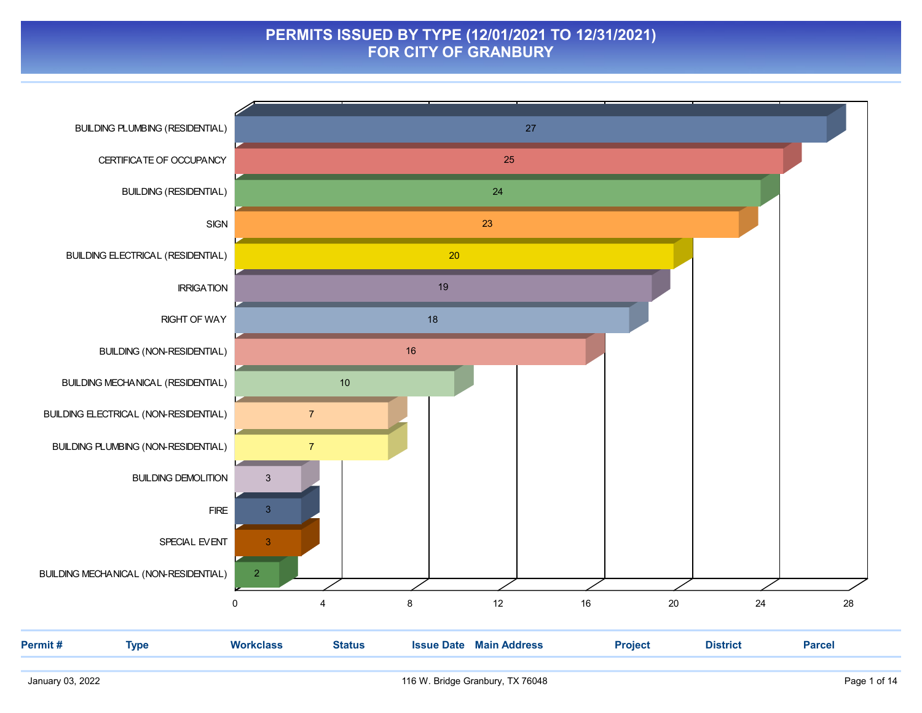# PERMITS ISSUED BY TYPE (12/01/2021 TO 12/31/2021)
# FOR CITY OF GRANBURY

| Type | Count |
|---|---|
| BUILDING PLUMBING (RESIDENTIAL) | 27 |
| CERTIFICATE OF OCCUPANCY | 25 |
| BUILDING (RESIDENTIAL) | 24 |
| SIGN | 23 |
| BUILDING ELECTRICAL (RESIDENTIAL) | 20 |
| IRRIGATION | 19 |
| RIGHT OF WAY | 18 |
| BUILDING (NON-RESIDENTIAL) | 16 |
| BUILDING MECHANICAL (RESIDENTIAL) | 10 |
| BUILDING ELECTRICAL (NON-RESIDENTIAL) | 7 |
| BUILDING PLUMBING (NON-RESIDENTIAL) | 7 |
| BUILDING DEMOLITION | 3 |
| FIRE | 3 |
| SPECIAL EVENT | 3 |
| BUILDING MECHANICAL (NON-RESIDENTIAL) | 2 |

| Permit # | Type | Workclass | Status | Issue Date | Main Address | Project | District | Parcel |
|---|---|---|---|---|---|---|---|---|

January 03, 2022 — 116 W. Bridge Granbury, TX 76048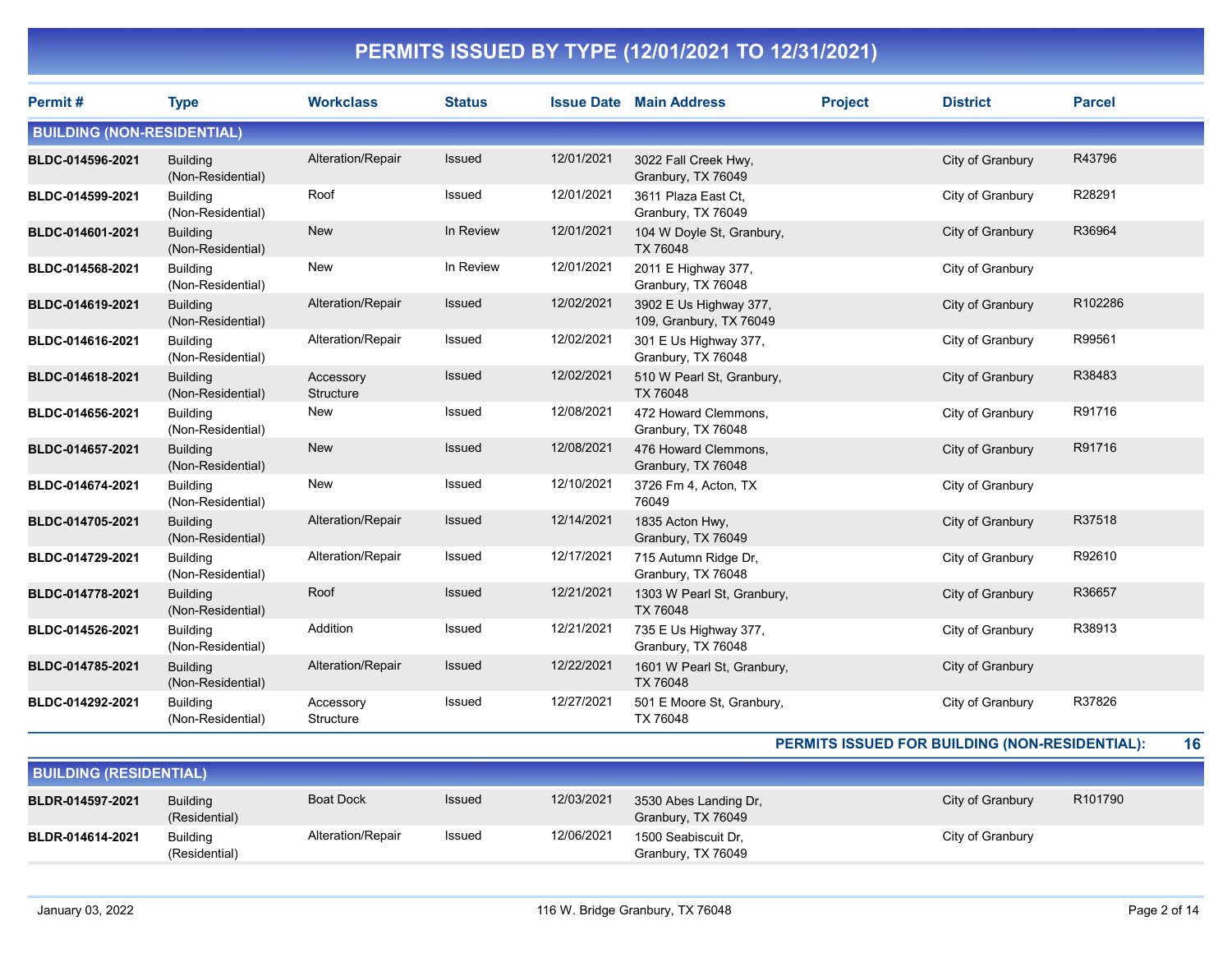# PERMITS ISSUED BY TYPE (12/01/2021 TO 12/31/2021)

| Permit # | Type | Workclass | Status | Issue Date | Main Address | Project | District | Parcel |
|---|---|---|---|---|---|---|---|---|
| **BUILDING (NON-RESIDENTIAL)** | | | | | | | | |
| **BLDC-014596-2021** | Building (Non-Residential) | Alteration/Repair | Issued | 12/01/2021 | 3022 Fall Creek Hwy, Granbury, TX 76049 | | City of Granbury | R43796 |
| **BLDC-014599-2021** | Building (Non-Residential) | Roof | Issued | 12/01/2021 | 3611 Plaza East Ct, Granbury, TX 76049 | | City of Granbury | R28291 |
| **BLDC-014601-2021** | Building (Non-Residential) | New | In Review | 12/01/2021 | 104 W Doyle St, Granbury, TX 76048 | | City of Granbury | R36964 |
| **BLDC-014568-2021** | Building (Non-Residential) | New | In Review | 12/01/2021 | 2011 E Highway 377, Granbury, TX 76048 | | City of Granbury | |
| **BLDC-014619-2021** | Building (Non-Residential) | Alteration/Repair | Issued | 12/02/2021 | 3902 E Us Highway 377, 109, Granbury, TX 76049 | | City of Granbury | R102286 |
| **BLDC-014616-2021** | Building (Non-Residential) | Alteration/Repair | Issued | 12/02/2021 | 301 E Us Highway 377, Granbury, TX 76048 | | City of Granbury | R99561 |
| **BLDC-014618-2021** | Building (Non-Residential) | Accessory Structure | Issued | 12/02/2021 | 510 W Pearl St, Granbury, TX 76048 | | City of Granbury | R38483 |
| **BLDC-014656-2021** | Building (Non-Residential) | New | Issued | 12/08/2021 | 472 Howard Clemmons, Granbury, TX 76048 | | City of Granbury | R91716 |
| **BLDC-014657-2021** | Building (Non-Residential) | New | Issued | 12/08/2021 | 476 Howard Clemmons, Granbury, TX 76048 | | City of Granbury | R91716 |
| **BLDC-014674-2021** | Building (Non-Residential) | New | Issued | 12/10/2021 | 3726 Fm 4, Acton, TX 76049 | | City of Granbury | |
| **BLDC-014705-2021** | Building (Non-Residential) | Alteration/Repair | Issued | 12/14/2021 | 1835 Acton Hwy, Granbury, TX 76049 | | City of Granbury | R37518 |
| **BLDC-014729-2021** | Building (Non-Residential) | Alteration/Repair | Issued | 12/17/2021 | 715 Autumn Ridge Dr, Granbury, TX 76048 | | City of Granbury | R92610 |
| **BLDC-014778-2021** | Building (Non-Residential) | Roof | Issued | 12/21/2021 | 1303 W Pearl St, Granbury, TX 76048 | | City of Granbury | R36657 |
| **BLDC-014526-2021** | Building (Non-Residential) | Addition | Issued | 12/21/2021 | 735 E Us Highway 377, Granbury, TX 76048 | | City of Granbury | R38913 |
| **BLDC-014785-2021** | Building (Non-Residential) | Alteration/Repair | Issued | 12/22/2021 | 1601 W Pearl St, Granbury, TX 76048 | | City of Granbury | |
| **BLDC-014292-2021** | Building (Non-Residential) | Accessory Structure | Issued | 12/27/2021 | 501 E Moore St, Granbury, TX 76048 | | City of Granbury | R37826 |
| | | | | | | | **PERMITS ISSUED FOR BUILDING (NON-RESIDENTIAL):** | **16** |
| **BUILDING (RESIDENTIAL)** | | | | | | | | |
| **BLDR-014597-2021** | Building (Residential) | Boat Dock | Issued | 12/03/2021 | 3530 Abes Landing Dr, Granbury, TX 76049 | | City of Granbury | R101790 |
| **BLDR-014614-2021** | Building (Residential) | Alteration/Repair | Issued | 12/06/2021 | 1500 Seabiscuit Dr, Granbury, TX 76049 | | City of Granbury | |

January 03, 2022 — 116 W. Bridge Granbury, TX 76048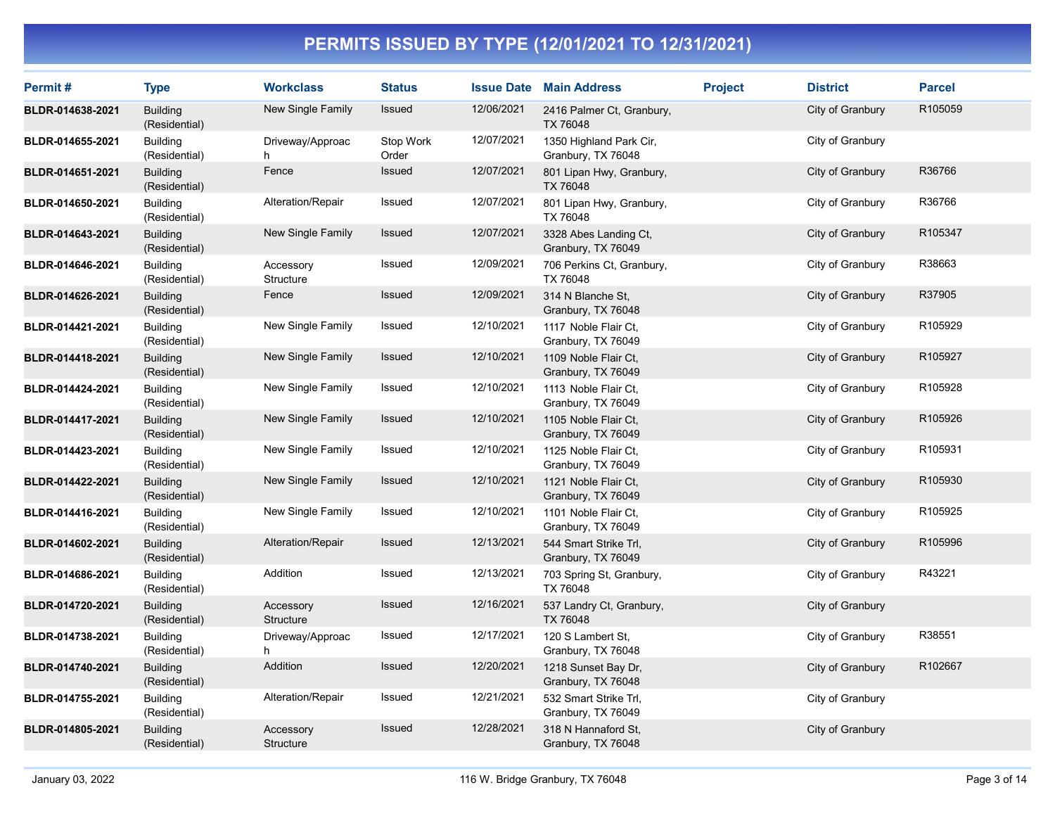# PERMITS ISSUED BY TYPE (12/01/2021 TO 12/31/2021)

| Permit # | Type | Workclass | Status | Issue Date | Main Address | Project | District | Parcel |
|---|---|---|---|---|---|---|---|---|
| BLDR-014638-2021 | Building (Residential) | New Single Family | Issued | 12/06/2021 | 2416 Palmer Ct, Granbury, TX 76048 | | City of Granbury | R105059 |
| BLDR-014655-2021 | Building (Residential) | Driveway/Approach | Stop Work Order | 12/07/2021 | 1350 Highland Park Cir, Granbury, TX 76048 | | City of Granbury | |
| BLDR-014651-2021 | Building (Residential) | Fence | Issued | 12/07/2021 | 801 Lipan Hwy, Granbury, TX 76048 | | City of Granbury | R36766 |
| BLDR-014650-2021 | Building (Residential) | Alteration/Repair | Issued | 12/07/2021 | 801 Lipan Hwy, Granbury, TX 76048 | | City of Granbury | R36766 |
| BLDR-014643-2021 | Building (Residential) | New Single Family | Issued | 12/07/2021 | 3328 Abes Landing Ct, Granbury, TX 76049 | | City of Granbury | R105347 |
| BLDR-014646-2021 | Building (Residential) | Accessory Structure | Issued | 12/09/2021 | 706 Perkins Ct, Granbury, TX 76048 | | City of Granbury | R38663 |
| BLDR-014626-2021 | Building (Residential) | Fence | Issued | 12/09/2021 | 314 N Blanche St, Granbury, TX 76048 | | City of Granbury | R37905 |
| BLDR-014421-2021 | Building (Residential) | New Single Family | Issued | 12/10/2021 | 1117 Noble Flair Ct, Granbury, TX 76049 | | City of Granbury | R105929 |
| BLDR-014418-2021 | Building (Residential) | New Single Family | Issued | 12/10/2021 | 1109 Noble Flair Ct, Granbury, TX 76049 | | City of Granbury | R105927 |
| BLDR-014424-2021 | Building (Residential) | New Single Family | Issued | 12/10/2021 | 1113 Noble Flair Ct, Granbury, TX 76049 | | City of Granbury | R105928 |
| BLDR-014417-2021 | Building (Residential) | New Single Family | Issued | 12/10/2021 | 1105 Noble Flair Ct, Granbury, TX 76049 | | City of Granbury | R105926 |
| BLDR-014423-2021 | Building (Residential) | New Single Family | Issued | 12/10/2021 | 1125 Noble Flair Ct, Granbury, TX 76049 | | City of Granbury | R105931 |
| BLDR-014422-2021 | Building (Residential) | New Single Family | Issued | 12/10/2021 | 1121 Noble Flair Ct, Granbury, TX 76049 | | City of Granbury | R105930 |
| BLDR-014416-2021 | Building (Residential) | New Single Family | Issued | 12/10/2021 | 1101 Noble Flair Ct, Granbury, TX 76049 | | City of Granbury | R105925 |
| BLDR-014602-2021 | Building (Residential) | Alteration/Repair | Issued | 12/13/2021 | 544 Smart Strike Trl, Granbury, TX 76049 | | City of Granbury | R105996 |
| BLDR-014686-2021 | Building (Residential) | Addition | Issued | 12/13/2021 | 703 Spring St, Granbury, TX 76048 | | City of Granbury | R43221 |
| BLDR-014720-2021 | Building (Residential) | Accessory Structure | Issued | 12/16/2021 | 537 Landry Ct, Granbury, TX 76048 | | City of Granbury | |
| BLDR-014738-2021 | Building (Residential) | Driveway/Approach | Issued | 12/17/2021 | 120 S Lambert St, Granbury, TX 76048 | | City of Granbury | R38551 |
| BLDR-014740-2021 | Building (Residential) | Addition | Issued | 12/20/2021 | 1218 Sunset Bay Dr, Granbury, TX 76048 | | City of Granbury | R102667 |
| BLDR-014755-2021 | Building (Residential) | Alteration/Repair | Issued | 12/21/2021 | 532 Smart Strike Trl, Granbury, TX 76049 | | City of Granbury | |
| BLDR-014805-2021 | Building (Residential) | Accessory Structure | Issued | 12/28/2021 | 318 N Hannaford St, Granbury, TX 76048 | | City of Granbury | |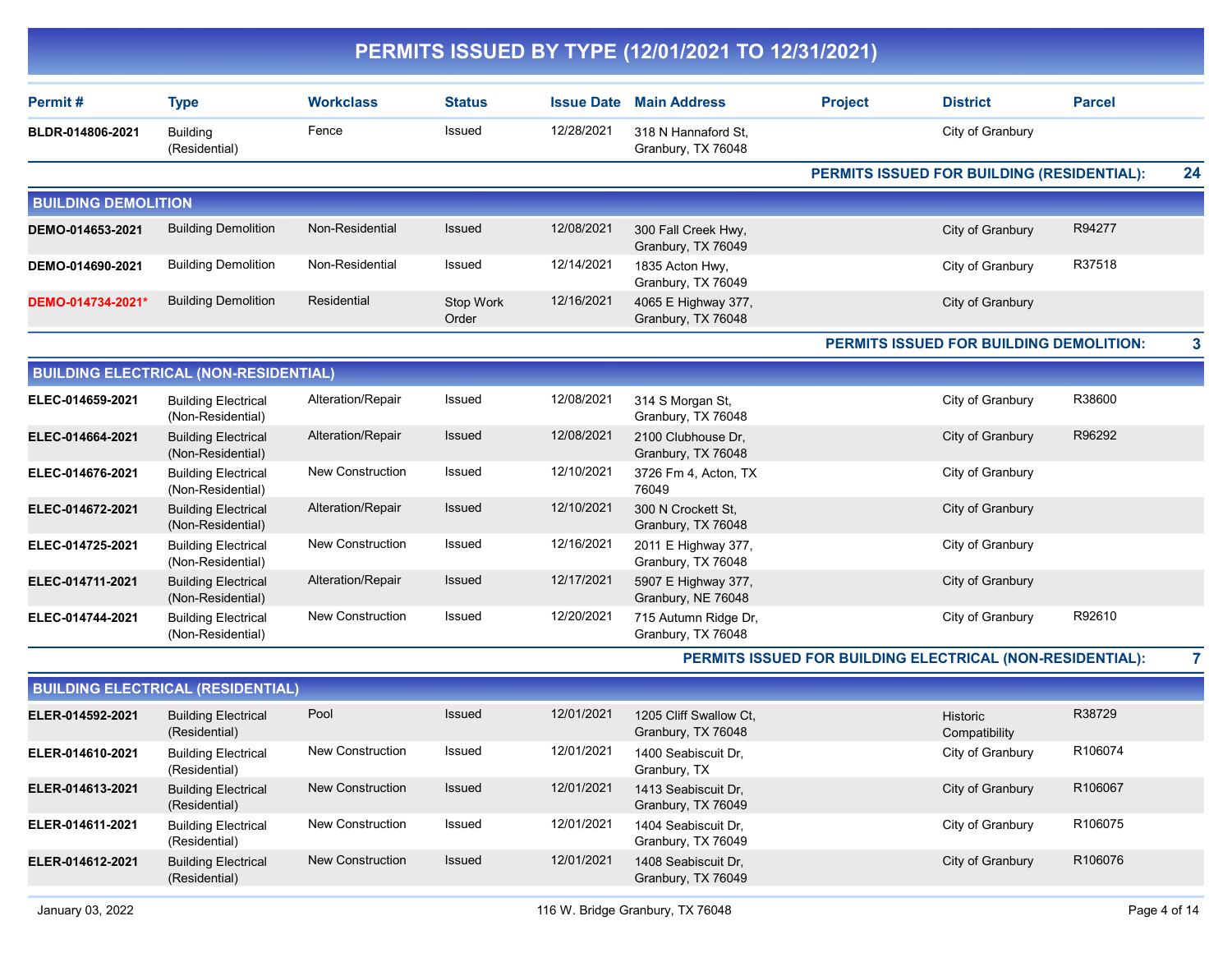# PERMITS ISSUED BY TYPE (12/01/2021 TO 12/31/2021)

| Permit # | Type | Workclass | Status | Issue Date | Main Address | Project | District | Parcel |
|---|---|---|---|---|---|---|---|---|
| BLDR-014806-2021 | Building (Residential) | Fence | Issued | 12/28/2021 | 318 N Hannaford St, Granbury, TX 76048 | | City of Granbury | |

**PERMITS ISSUED FOR BUILDING (RESIDENTIAL): 24**

## BUILDING DEMOLITION

| Permit # | Type | Workclass | Status | Issue Date | Main Address | Project | District | Parcel |
|---|---|---|---|---|---|---|---|---|
| DEMO-014653-2021 | Building Demolition | Non-Residential | Issued | 12/08/2021 | 300 Fall Creek Hwy, Granbury, TX 76049 | | City of Granbury | R94277 |
| DEMO-014690-2021 | Building Demolition | Non-Residential | Issued | 12/14/2021 | 1835 Acton Hwy, Granbury, TX 76049 | | City of Granbury | R37518 |
| DEMO-014734-2021* | Building Demolition | Residential | Stop Work Order | 12/16/2021 | 4065 E Highway 377, Granbury, TX 76048 | | City of Granbury | |

**PERMITS ISSUED FOR BUILDING DEMOLITION: 3**

## BUILDING ELECTRICAL (NON-RESIDENTIAL)

| Permit # | Type | Workclass | Status | Issue Date | Main Address | Project | District | Parcel |
|---|---|---|---|---|---|---|---|---|
| ELEC-014659-2021 | Building Electrical (Non-Residential) | Alteration/Repair | Issued | 12/08/2021 | 314 S Morgan St, Granbury, TX 76048 | | City of Granbury | R38600 |
| ELEC-014664-2021 | Building Electrical (Non-Residential) | Alteration/Repair | Issued | 12/08/2021 | 2100 Clubhouse Dr, Granbury, TX 76048 | | City of Granbury | R96292 |
| ELEC-014676-2021 | Building Electrical (Non-Residential) | New Construction | Issued | 12/10/2021 | 3726 Fm 4, Acton, TX 76049 | | City of Granbury | |
| ELEC-014672-2021 | Building Electrical (Non-Residential) | Alteration/Repair | Issued | 12/10/2021 | 300 N Crockett St, Granbury, TX 76048 | | City of Granbury | |
| ELEC-014725-2021 | Building Electrical (Non-Residential) | New Construction | Issued | 12/16/2021 | 2011 E Highway 377, Granbury, TX 76048 | | City of Granbury | |
| ELEC-014711-2021 | Building Electrical (Non-Residential) | Alteration/Repair | Issued | 12/17/2021 | 5907 E Highway 377, Granbury, NE 76048 | | City of Granbury | |
| ELEC-014744-2021 | Building Electrical (Non-Residential) | New Construction | Issued | 12/20/2021 | 715 Autumn Ridge Dr, Granbury, TX 76048 | | City of Granbury | R92610 |

**PERMITS ISSUED FOR BUILDING ELECTRICAL (NON-RESIDENTIAL): 7**

## BUILDING ELECTRICAL (RESIDENTIAL)

| Permit # | Type | Workclass | Status | Issue Date | Main Address | Project | District | Parcel |
|---|---|---|---|---|---|---|---|---|
| ELER-014592-2021 | Building Electrical (Residential) | Pool | Issued | 12/01/2021 | 1205 Cliff Swallow Ct, Granbury, TX 76048 | | Historic Compatibility | R38729 |
| ELER-014610-2021 | Building Electrical (Residential) | New Construction | Issued | 12/01/2021 | 1400 Seabiscuit Dr, Granbury, TX | | City of Granbury | R106074 |
| ELER-014613-2021 | Building Electrical (Residential) | New Construction | Issued | 12/01/2021 | 1413 Seabiscuit Dr, Granbury, TX 76049 | | City of Granbury | R106067 |
| ELER-014611-2021 | Building Electrical (Residential) | New Construction | Issued | 12/01/2021 | 1404 Seabiscuit Dr, Granbury, TX 76049 | | City of Granbury | R106075 |
| ELER-014612-2021 | Building Electrical (Residential) | New Construction | Issued | 12/01/2021 | 1408 Seabiscuit Dr, Granbury, TX 76049 | | City of Granbury | R106076 |

January 03, 2022 — 116 W. Bridge Granbury, TX 76048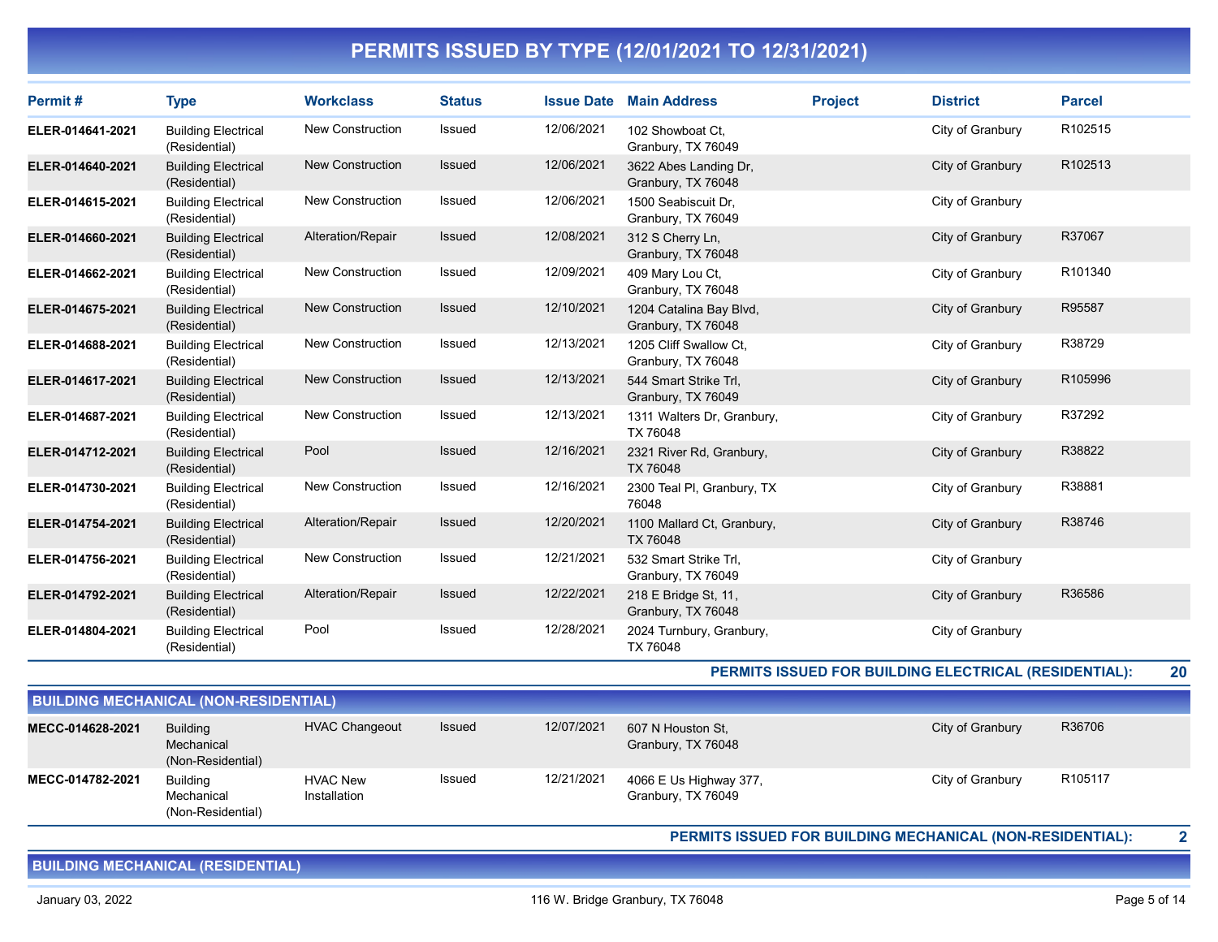# PERMITS ISSUED BY TYPE (12/01/2021 TO 12/31/2021)

| Permit # | Type | Workclass | Status | Issue Date | Main Address | Project | District | Parcel |
|---|---|---|---|---|---|---|---|---|
| ELER-014641-2021 | Building Electrical (Residential) | New Construction | Issued | 12/06/2021 | 102 Showboat Ct, Granbury, TX 76049 | | City of Granbury | R102515 |
| ELER-014640-2021 | Building Electrical (Residential) | New Construction | Issued | 12/06/2021 | 3622 Abes Landing Dr, Granbury, TX 76048 | | City of Granbury | R102513 |
| ELER-014615-2021 | Building Electrical (Residential) | New Construction | Issued | 12/06/2021 | 1500 Seabiscuit Dr, Granbury, TX 76049 | | City of Granbury | |
| ELER-014660-2021 | Building Electrical (Residential) | Alteration/Repair | Issued | 12/08/2021 | 312 S Cherry Ln, Granbury, TX 76048 | | City of Granbury | R37067 |
| ELER-014662-2021 | Building Electrical (Residential) | New Construction | Issued | 12/09/2021 | 409 Mary Lou Ct, Granbury, TX 76048 | | City of Granbury | R101340 |
| ELER-014675-2021 | Building Electrical (Residential) | New Construction | Issued | 12/10/2021 | 1204 Catalina Bay Blvd, Granbury, TX 76048 | | City of Granbury | R95587 |
| ELER-014688-2021 | Building Electrical (Residential) | New Construction | Issued | 12/13/2021 | 1205 Cliff Swallow Ct, Granbury, TX 76048 | | City of Granbury | R38729 |
| ELER-014617-2021 | Building Electrical (Residential) | New Construction | Issued | 12/13/2021 | 544 Smart Strike Trl, Granbury, TX 76049 | | City of Granbury | R105996 |
| ELER-014687-2021 | Building Electrical (Residential) | New Construction | Issued | 12/13/2021 | 1311 Walters Dr, Granbury, TX 76048 | | City of Granbury | R37292 |
| ELER-014712-2021 | Building Electrical (Residential) | Pool | Issued | 12/16/2021 | 2321 River Rd, Granbury, TX 76048 | | City of Granbury | R38822 |
| ELER-014730-2021 | Building Electrical (Residential) | New Construction | Issued | 12/16/2021 | 2300 Teal Pl, Granbury, TX 76048 | | City of Granbury | R38881 |
| ELER-014754-2021 | Building Electrical (Residential) | Alteration/Repair | Issued | 12/20/2021 | 1100 Mallard Ct, Granbury, TX 76048 | | City of Granbury | R38746 |
| ELER-014756-2021 | Building Electrical (Residential) | New Construction | Issued | 12/21/2021 | 532 Smart Strike Trl, Granbury, TX 76049 | | City of Granbury | |
| ELER-014792-2021 | Building Electrical (Residential) | Alteration/Repair | Issued | 12/22/2021 | 218 E Bridge St, 11, Granbury, TX 76048 | | City of Granbury | R36586 |
| ELER-014804-2021 | Building Electrical (Residential) | Pool | Issued | 12/28/2021 | 2024 Turnbury, Granbury, TX 76048 | | City of Granbury | |

**PERMITS ISSUED FOR BUILDING ELECTRICAL (RESIDENTIAL): 20**

## BUILDING MECHANICAL (NON-RESIDENTIAL)

| Permit # | Type | Workclass | Status | Issue Date | Main Address | Project | District | Parcel |
|---|---|---|---|---|---|---|---|---|
| MECC-014628-2021 | Building Mechanical (Non-Residential) | HVAC Changeout | Issued | 12/07/2021 | 607 N Houston St, Granbury, TX 76048 | | City of Granbury | R36706 |
| MECC-014782-2021 | Building Mechanical (Non-Residential) | HVAC New Installation | Issued | 12/21/2021 | 4066 E Us Highway 377, Granbury, TX 76049 | | City of Granbury | R105117 |

**PERMITS ISSUED FOR BUILDING MECHANICAL (NON-RESIDENTIAL): 2**

## BUILDING MECHANICAL (RESIDENTIAL)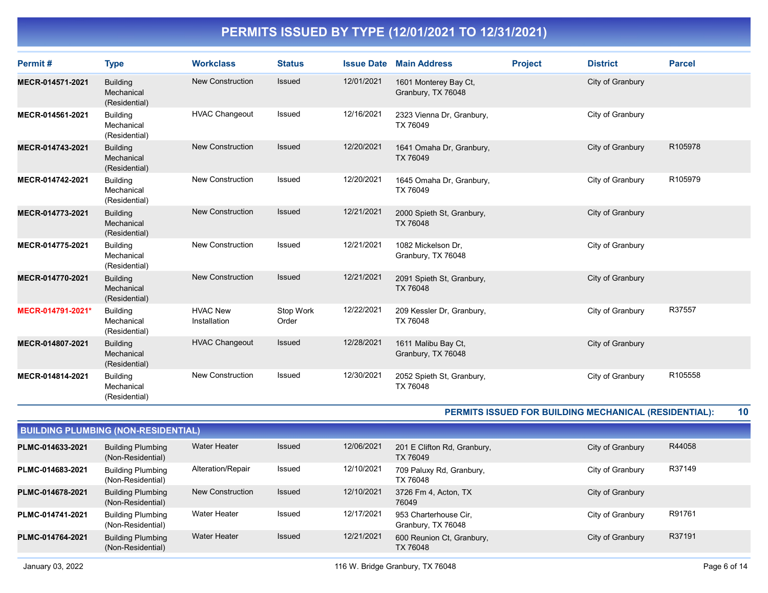# PERMITS ISSUED BY TYPE (12/01/2021 TO 12/31/2021)

| Permit # | Type | Workclass | Status | Issue Date | Main Address | Project | District | Parcel |
|---|---|---|---|---|---|---|---|---|
| MECR-014571-2021 | Building Mechanical (Residential) | New Construction | Issued | 12/01/2021 | 1601 Monterey Bay Ct, Granbury, TX 76048 | | City of Granbury | |
| MECR-014561-2021 | Building Mechanical (Residential) | HVAC Changeout | Issued | 12/16/2021 | 2323 Vienna Dr, Granbury, TX 76049 | | City of Granbury | |
| MECR-014743-2021 | Building Mechanical (Residential) | New Construction | Issued | 12/20/2021 | 1641 Omaha Dr, Granbury, TX 76049 | | City of Granbury | R105978 |
| MECR-014742-2021 | Building Mechanical (Residential) | New Construction | Issued | 12/20/2021 | 1645 Omaha Dr, Granbury, TX 76049 | | City of Granbury | R105979 |
| MECR-014773-2021 | Building Mechanical (Residential) | New Construction | Issued | 12/21/2021 | 2000 Spieth St, Granbury, TX 76048 | | City of Granbury | |
| MECR-014775-2021 | Building Mechanical (Residential) | New Construction | Issued | 12/21/2021 | 1082 Mickelson Dr, Granbury, TX 76048 | | City of Granbury | |
| MECR-014770-2021 | Building Mechanical (Residential) | New Construction | Issued | 12/21/2021 | 2091 Spieth St, Granbury, TX 76048 | | City of Granbury | |
| MECR-014791-2021* | Building Mechanical (Residential) | HVAC New Installation | Stop Work Order | 12/22/2021 | 209 Kessler Dr, Granbury, TX 76048 | | City of Granbury | R37557 |
| MECR-014807-2021 | Building Mechanical (Residential) | HVAC Changeout | Issued | 12/28/2021 | 1611 Malibu Bay Ct, Granbury, TX 76048 | | City of Granbury | |
| MECR-014814-2021 | Building Mechanical (Residential) | New Construction | Issued | 12/30/2021 | 2052 Spieth St, Granbury, TX 76048 | | City of Granbury | R105558 |

**PERMITS ISSUED FOR BUILDING MECHANICAL (RESIDENTIAL): 10**

## BUILDING PLUMBING (NON-RESIDENTIAL)

| Permit # | Type | Workclass | Status | Issue Date | Main Address | Project | District | Parcel |
|---|---|---|---|---|---|---|---|---|
| PLMC-014633-2021 | Building Plumbing (Non-Residential) | Water Heater | Issued | 12/06/2021 | 201 E Clifton Rd, Granbury, TX 76049 | | City of Granbury | R44058 |
| PLMC-014683-2021 | Building Plumbing (Non-Residential) | Alteration/Repair | Issued | 12/10/2021 | 709 Paluxy Rd, Granbury, TX 76048 | | City of Granbury | R37149 |
| PLMC-014678-2021 | Building Plumbing (Non-Residential) | New Construction | Issued | 12/10/2021 | 3726 Fm 4, Acton, TX 76049 | | City of Granbury | |
| PLMC-014741-2021 | Building Plumbing (Non-Residential) | Water Heater | Issued | 12/17/2021 | 953 Charterhouse Cir, Granbury, TX 76048 | | City of Granbury | R91761 |
| PLMC-014764-2021 | Building Plumbing (Non-Residential) | Water Heater | Issued | 12/21/2021 | 600 Reunion Ct, Granbury, TX 76048 | | City of Granbury | R37191 |

January 03, 2022 — 116 W. Bridge Granbury, TX 76048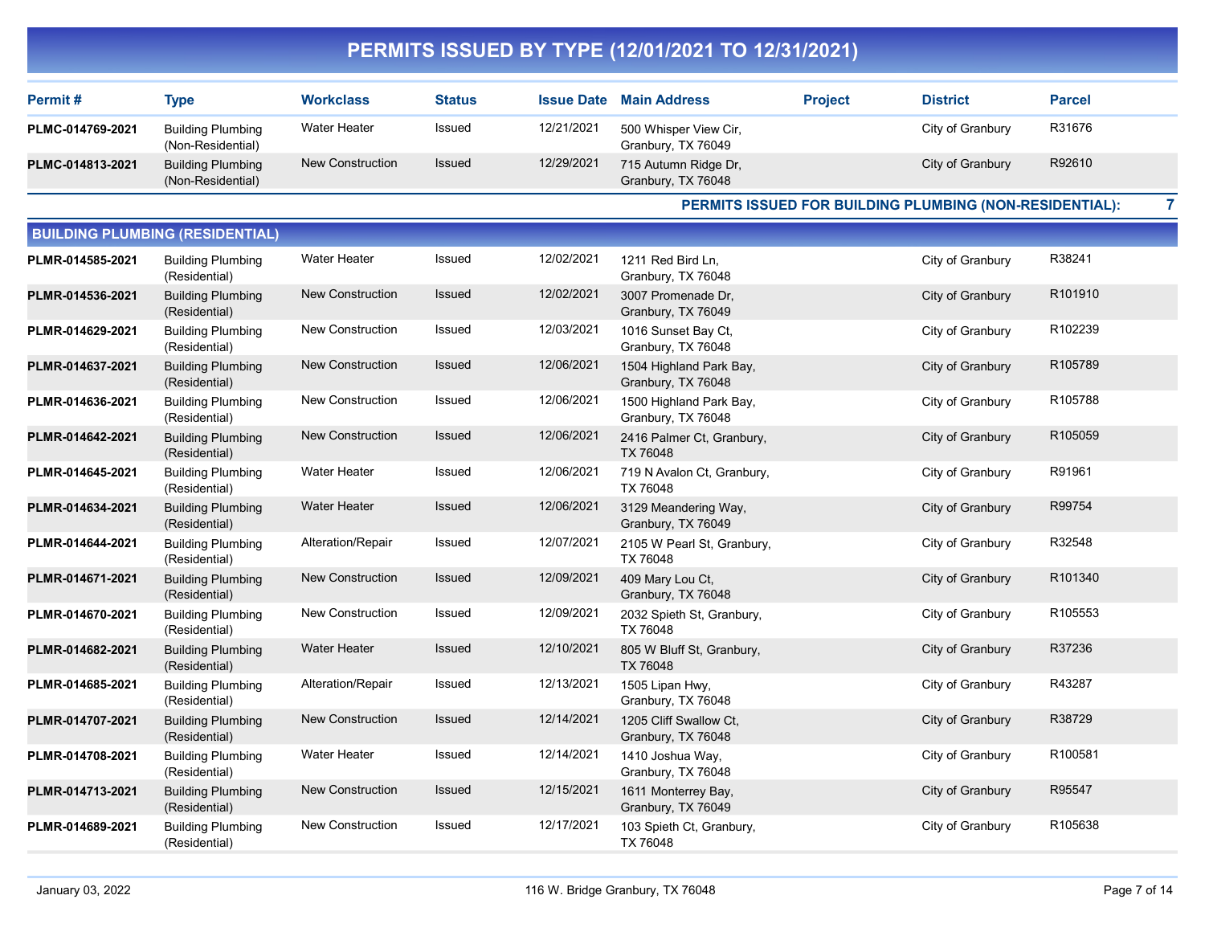# PERMITS ISSUED BY TYPE (12/01/2021 TO 12/31/2021)

| Permit # | Type | Workclass | Status | Issue Date | Main Address | Project | District | Parcel |
|---|---|---|---|---|---|---|---|---|
| PLMC-014769-2021 | Building Plumbing (Non-Residential) | Water Heater | Issued | 12/21/2021 | 500 Whisper View Cir, Granbury, TX 76049 | | City of Granbury | R31676 |
| PLMC-014813-2021 | Building Plumbing (Non-Residential) | New Construction | Issued | 12/29/2021 | 715 Autumn Ridge Dr, Granbury, TX 76048 | | City of Granbury | R92610 |

**PERMITS ISSUED FOR BUILDING PLUMBING (NON-RESIDENTIAL): 7**

## BUILDING PLUMBING (RESIDENTIAL)

| Permit # | Type | Workclass | Status | Issue Date | Main Address | Project | District | Parcel |
|---|---|---|---|---|---|---|---|---|
| PLMR-014585-2021 | Building Plumbing (Residential) | Water Heater | Issued | 12/02/2021 | 1211 Red Bird Ln, Granbury, TX 76048 | | City of Granbury | R38241 |
| PLMR-014536-2021 | Building Plumbing (Residential) | New Construction | Issued | 12/02/2021 | 3007 Promenade Dr, Granbury, TX 76049 | | City of Granbury | R101910 |
| PLMR-014629-2021 | Building Plumbing (Residential) | New Construction | Issued | 12/03/2021 | 1016 Sunset Bay Ct, Granbury, TX 76048 | | City of Granbury | R102239 |
| PLMR-014637-2021 | Building Plumbing (Residential) | New Construction | Issued | 12/06/2021 | 1504 Highland Park Bay, Granbury, TX 76048 | | City of Granbury | R105789 |
| PLMR-014636-2021 | Building Plumbing (Residential) | New Construction | Issued | 12/06/2021 | 1500 Highland Park Bay, Granbury, TX 76048 | | City of Granbury | R105788 |
| PLMR-014642-2021 | Building Plumbing (Residential) | New Construction | Issued | 12/06/2021 | 2416 Palmer Ct, Granbury, TX 76048 | | City of Granbury | R105059 |
| PLMR-014645-2021 | Building Plumbing (Residential) | Water Heater | Issued | 12/06/2021 | 719 N Avalon Ct, Granbury, TX 76048 | | City of Granbury | R91961 |
| PLMR-014634-2021 | Building Plumbing (Residential) | Water Heater | Issued | 12/06/2021 | 3129 Meandering Way, Granbury, TX 76049 | | City of Granbury | R99754 |
| PLMR-014644-2021 | Building Plumbing (Residential) | Alteration/Repair | Issued | 12/07/2021 | 2105 W Pearl St, Granbury, TX 76048 | | City of Granbury | R32548 |
| PLMR-014671-2021 | Building Plumbing (Residential) | New Construction | Issued | 12/09/2021 | 409 Mary Lou Ct, Granbury, TX 76048 | | City of Granbury | R101340 |
| PLMR-014670-2021 | Building Plumbing (Residential) | New Construction | Issued | 12/09/2021 | 2032 Spieth St, Granbury, TX 76048 | | City of Granbury | R105553 |
| PLMR-014682-2021 | Building Plumbing (Residential) | Water Heater | Issued | 12/10/2021 | 805 W Bluff St, Granbury, TX 76048 | | City of Granbury | R37236 |
| PLMR-014685-2021 | Building Plumbing (Residential) | Alteration/Repair | Issued | 12/13/2021 | 1505 Lipan Hwy, Granbury, TX 76048 | | City of Granbury | R43287 |
| PLMR-014707-2021 | Building Plumbing (Residential) | New Construction | Issued | 12/14/2021 | 1205 Cliff Swallow Ct, Granbury, TX 76048 | | City of Granbury | R38729 |
| PLMR-014708-2021 | Building Plumbing (Residential) | Water Heater | Issued | 12/14/2021 | 1410 Joshua Way, Granbury, TX 76048 | | City of Granbury | R100581 |
| PLMR-014713-2021 | Building Plumbing (Residential) | New Construction | Issued | 12/15/2021 | 1611 Monterrey Bay, Granbury, TX 76049 | | City of Granbury | R95547 |
| PLMR-014689-2021 | Building Plumbing (Residential) | New Construction | Issued | 12/17/2021 | 103 Spieth Ct, Granbury, TX 76048 | | City of Granbury | R105638 |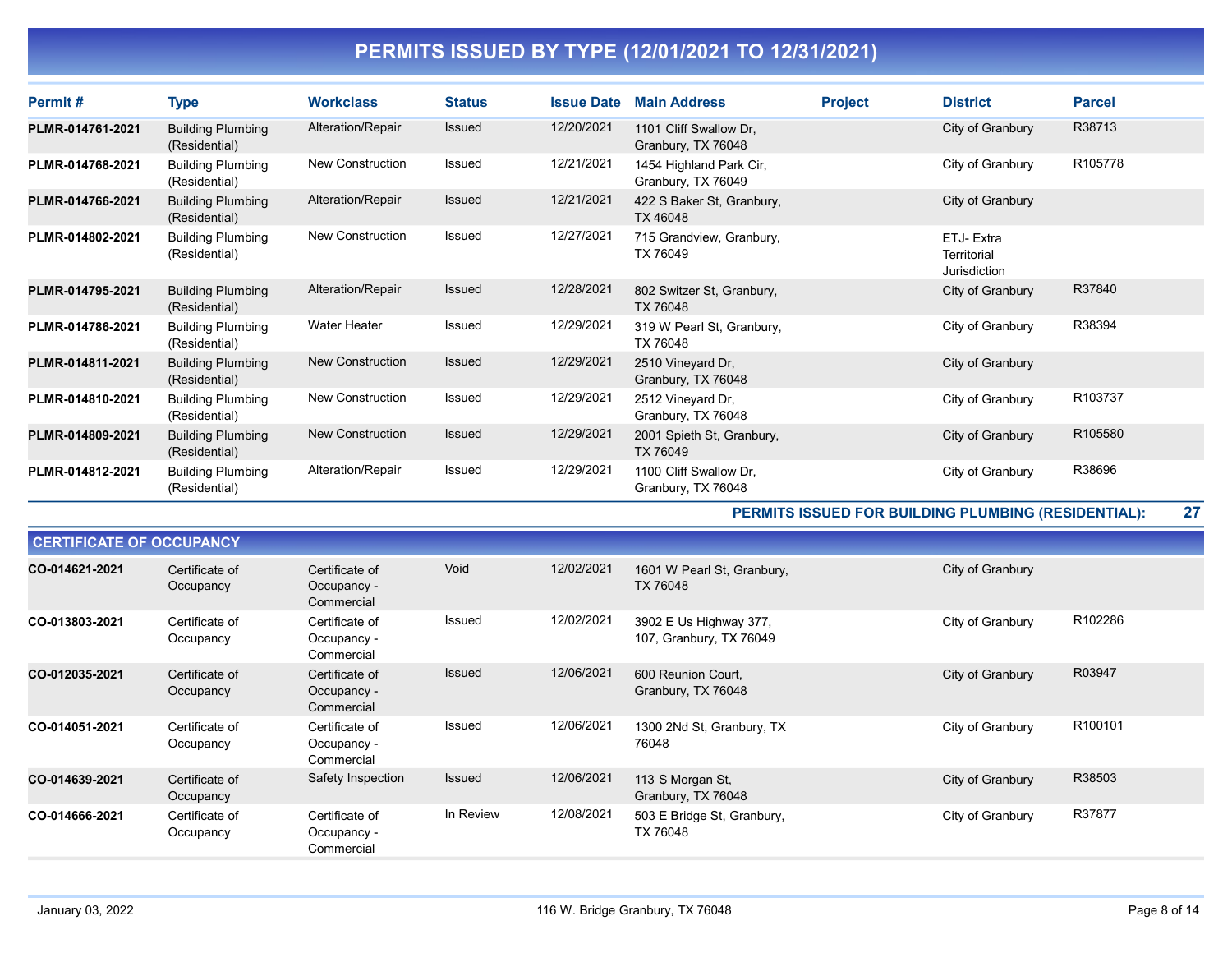# PERMITS ISSUED BY TYPE (12/01/2021 TO 12/31/2021)

| Permit # | Type | Workclass | Status | Issue Date | Main Address | Project | District | Parcel |
|---|---|---|---|---|---|---|---|---|
| PLMR-014761-2021 | Building Plumbing (Residential) | Alteration/Repair | Issued | 12/20/2021 | 1101 Cliff Swallow Dr, Granbury, TX 76048 | | City of Granbury | R38713 |
| PLMR-014768-2021 | Building Plumbing (Residential) | New Construction | Issued | 12/21/2021 | 1454 Highland Park Cir, Granbury, TX 76049 | | City of Granbury | R105778 |
| PLMR-014766-2021 | Building Plumbing (Residential) | Alteration/Repair | Issued | 12/21/2021 | 422 S Baker St, Granbury, TX 46048 | | City of Granbury | |
| PLMR-014802-2021 | Building Plumbing (Residential) | New Construction | Issued | 12/27/2021 | 715 Grandview, Granbury, TX 76049 | | ETJ- Extra Territorial Jurisdiction | |
| PLMR-014795-2021 | Building Plumbing (Residential) | Alteration/Repair | Issued | 12/28/2021 | 802 Switzer St, Granbury, TX 76048 | | City of Granbury | R37840 |
| PLMR-014786-2021 | Building Plumbing (Residential) | Water Heater | Issued | 12/29/2021 | 319 W Pearl St, Granbury, TX 76048 | | City of Granbury | R38394 |
| PLMR-014811-2021 | Building Plumbing (Residential) | New Construction | Issued | 12/29/2021 | 2510 Vineyard Dr, Granbury, TX 76048 | | City of Granbury | |
| PLMR-014810-2021 | Building Plumbing (Residential) | New Construction | Issued | 12/29/2021 | 2512 Vineyard Dr, Granbury, TX 76048 | | City of Granbury | R103737 |
| PLMR-014809-2021 | Building Plumbing (Residential) | New Construction | Issued | 12/29/2021 | 2001 Spieth St, Granbury, TX 76049 | | City of Granbury | R105580 |
| PLMR-014812-2021 | Building Plumbing (Residential) | Alteration/Repair | Issued | 12/29/2021 | 1100 Cliff Swallow Dr, Granbury, TX 76048 | | City of Granbury | R38696 |

**PERMITS ISSUED FOR BUILDING PLUMBING (RESIDENTIAL): 27**

## CERTIFICATE OF OCCUPANCY

| Permit # | Type | Workclass | Status | Issue Date | Main Address | Project | District | Parcel |
|---|---|---|---|---|---|---|---|---|
| CO-014621-2021 | Certificate of Occupancy | Certificate of Occupancy - Commercial | Void | 12/02/2021 | 1601 W Pearl St, Granbury, TX 76048 | | City of Granbury | |
| CO-013803-2021 | Certificate of Occupancy | Certificate of Occupancy - Commercial | Issued | 12/02/2021 | 3902 E Us Highway 377, 107, Granbury, TX 76049 | | City of Granbury | R102286 |
| CO-012035-2021 | Certificate of Occupancy | Certificate of Occupancy - Commercial | Issued | 12/06/2021 | 600 Reunion Court, Granbury, TX 76048 | | City of Granbury | R03947 |
| CO-014051-2021 | Certificate of Occupancy | Certificate of Occupancy - Commercial | Issued | 12/06/2021 | 1300 2Nd St, Granbury, TX 76048 | | City of Granbury | R100101 |
| CO-014639-2021 | Certificate of Occupancy | Safety Inspection | Issued | 12/06/2021 | 113 S Morgan St, Granbury, TX 76048 | | City of Granbury | R38503 |
| CO-014666-2021 | Certificate of Occupancy | Certificate of Occupancy - Commercial | In Review | 12/08/2021 | 503 E Bridge St, Granbury, TX 76048 | | City of Granbury | R37877 |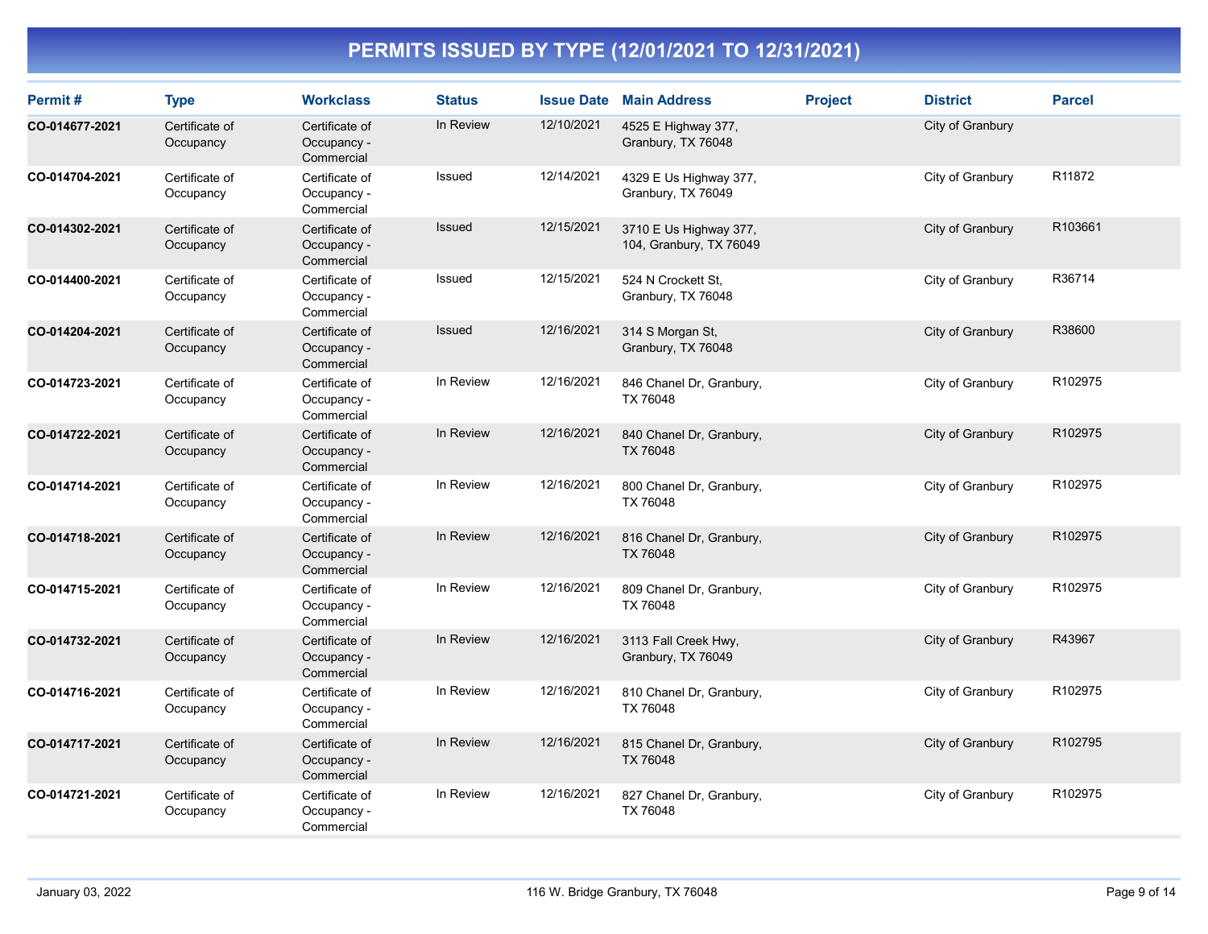# PERMITS ISSUED BY TYPE (12/01/2021 TO 12/31/2021)

| Permit # | Type | Workclass | Status | Issue Date | Main Address | Project | District | Parcel |
|---|---|---|---|---|---|---|---|---|
| **CO-014677-2021** | Certificate of Occupancy | Certificate of Occupancy - Commercial | In Review | 12/10/2021 | 4525 E Highway 377, Granbury, TX 76048 | | City of Granbury | |
| **CO-014704-2021** | Certificate of Occupancy | Certificate of Occupancy - Commercial | Issued | 12/14/2021 | 4329 E Us Highway 377, Granbury, TX 76049 | | City of Granbury | R11872 |
| **CO-014302-2021** | Certificate of Occupancy | Certificate of Occupancy - Commercial | Issued | 12/15/2021 | 3710 E Us Highway 377, 104, Granbury, TX 76049 | | City of Granbury | R103661 |
| **CO-014400-2021** | Certificate of Occupancy | Certificate of Occupancy - Commercial | Issued | 12/15/2021 | 524 N Crockett St, Granbury, TX 76048 | | City of Granbury | R36714 |
| **CO-014204-2021** | Certificate of Occupancy | Certificate of Occupancy - Commercial | Issued | 12/16/2021 | 314 S Morgan St, Granbury, TX 76048 | | City of Granbury | R38600 |
| **CO-014723-2021** | Certificate of Occupancy | Certificate of Occupancy - Commercial | In Review | 12/16/2021 | 846 Chanel Dr, Granbury, TX 76048 | | City of Granbury | R102975 |
| **CO-014722-2021** | Certificate of Occupancy | Certificate of Occupancy - Commercial | In Review | 12/16/2021 | 840 Chanel Dr, Granbury, TX 76048 | | City of Granbury | R102975 |
| **CO-014714-2021** | Certificate of Occupancy | Certificate of Occupancy - Commercial | In Review | 12/16/2021 | 800 Chanel Dr, Granbury, TX 76048 | | City of Granbury | R102975 |
| **CO-014718-2021** | Certificate of Occupancy | Certificate of Occupancy - Commercial | In Review | 12/16/2021 | 816 Chanel Dr, Granbury, TX 76048 | | City of Granbury | R102975 |
| **CO-014715-2021** | Certificate of Occupancy | Certificate of Occupancy - Commercial | In Review | 12/16/2021 | 809 Chanel Dr, Granbury, TX 76048 | | City of Granbury | R102975 |
| **CO-014732-2021** | Certificate of Occupancy | Certificate of Occupancy - Commercial | In Review | 12/16/2021 | 3113 Fall Creek Hwy, Granbury, TX 76049 | | City of Granbury | R43967 |
| **CO-014716-2021** | Certificate of Occupancy | Certificate of Occupancy - Commercial | In Review | 12/16/2021 | 810 Chanel Dr, Granbury, TX 76048 | | City of Granbury | R102975 |
| **CO-014717-2021** | Certificate of Occupancy | Certificate of Occupancy - Commercial | In Review | 12/16/2021 | 815 Chanel Dr, Granbury, TX 76048 | | City of Granbury | R102795 |
| **CO-014721-2021** | Certificate of Occupancy | Certificate of Occupancy - Commercial | In Review | 12/16/2021 | 827 Chanel Dr, Granbury, TX 76048 | | City of Granbury | R102975 |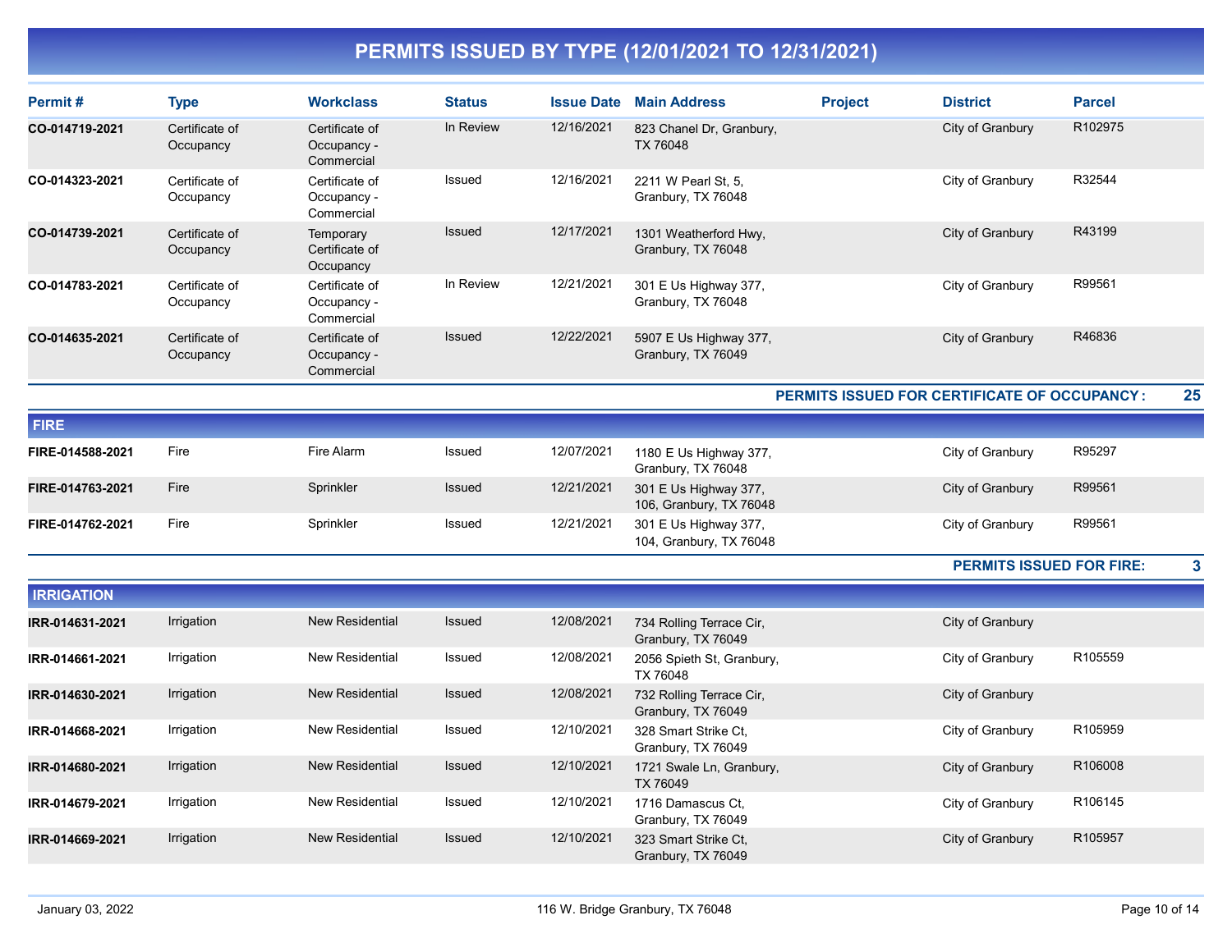# PERMITS ISSUED BY TYPE (12/01/2021 TO 12/31/2021)

| Permit # | Type | Workclass | Status | Issue Date | Main Address | Project | District | Parcel |
|---|---|---|---|---|---|---|---|---|
| CO-014719-2021 | Certificate of Occupancy | Certificate of Occupancy - Commercial | In Review | 12/16/2021 | 823 Chanel Dr, Granbury, TX 76048 | | City of Granbury | R102975 |
| CO-014323-2021 | Certificate of Occupancy | Certificate of Occupancy - Commercial | Issued | 12/16/2021 | 2211 W Pearl St, 5, Granbury, TX 76048 | | City of Granbury | R32544 |
| CO-014739-2021 | Certificate of Occupancy | Temporary Certificate of Occupancy | Issued | 12/17/2021 | 1301 Weatherford Hwy, Granbury, TX 76048 | | City of Granbury | R43199 |
| CO-014783-2021 | Certificate of Occupancy | Certificate of Occupancy - Commercial | In Review | 12/21/2021 | 301 E Us Highway 377, Granbury, TX 76048 | | City of Granbury | R99561 |
| CO-014635-2021 | Certificate of Occupancy | Certificate of Occupancy - Commercial | Issued | 12/22/2021 | 5907 E Us Highway 377, Granbury, TX 76049 | | City of Granbury | R46836 |

**PERMITS ISSUED FOR CERTIFICATE OF OCCUPANCY : 25**

## FIRE

| Permit # | Type | Workclass | Status | Issue Date | Main Address | Project | District | Parcel |
|---|---|---|---|---|---|---|---|---|
| FIRE-014588-2021 | Fire | Fire Alarm | Issued | 12/07/2021 | 1180 E Us Highway 377, Granbury, TX 76048 | | City of Granbury | R95297 |
| FIRE-014763-2021 | Fire | Sprinkler | Issued | 12/21/2021 | 301 E Us Highway 377, 106, Granbury, TX 76048 | | City of Granbury | R99561 |
| FIRE-014762-2021 | Fire | Sprinkler | Issued | 12/21/2021 | 301 E Us Highway 377, 104, Granbury, TX 76048 | | City of Granbury | R99561 |

**PERMITS ISSUED FOR FIRE: 3**

## IRRIGATION

| Permit # | Type | Workclass | Status | Issue Date | Main Address | Project | District | Parcel |
|---|---|---|---|---|---|---|---|---|
| IRR-014631-2021 | Irrigation | New Residential | Issued | 12/08/2021 | 734 Rolling Terrace Cir, Granbury, TX 76049 | | City of Granbury | |
| IRR-014661-2021 | Irrigation | New Residential | Issued | 12/08/2021 | 2056 Spieth St, Granbury, TX 76048 | | City of Granbury | R105559 |
| IRR-014630-2021 | Irrigation | New Residential | Issued | 12/08/2021 | 732 Rolling Terrace Cir, Granbury, TX 76049 | | City of Granbury | |
| IRR-014668-2021 | Irrigation | New Residential | Issued | 12/10/2021 | 328 Smart Strike Ct, Granbury, TX 76049 | | City of Granbury | R105959 |
| IRR-014680-2021 | Irrigation | New Residential | Issued | 12/10/2021 | 1721 Swale Ln, Granbury, TX 76049 | | City of Granbury | R106008 |
| IRR-014679-2021 | Irrigation | New Residential | Issued | 12/10/2021 | 1716 Damascus Ct, Granbury, TX 76049 | | City of Granbury | R106145 |
| IRR-014669-2021 | Irrigation | New Residential | Issued | 12/10/2021 | 323 Smart Strike Ct, Granbury, TX 76049 | | City of Granbury | R105957 |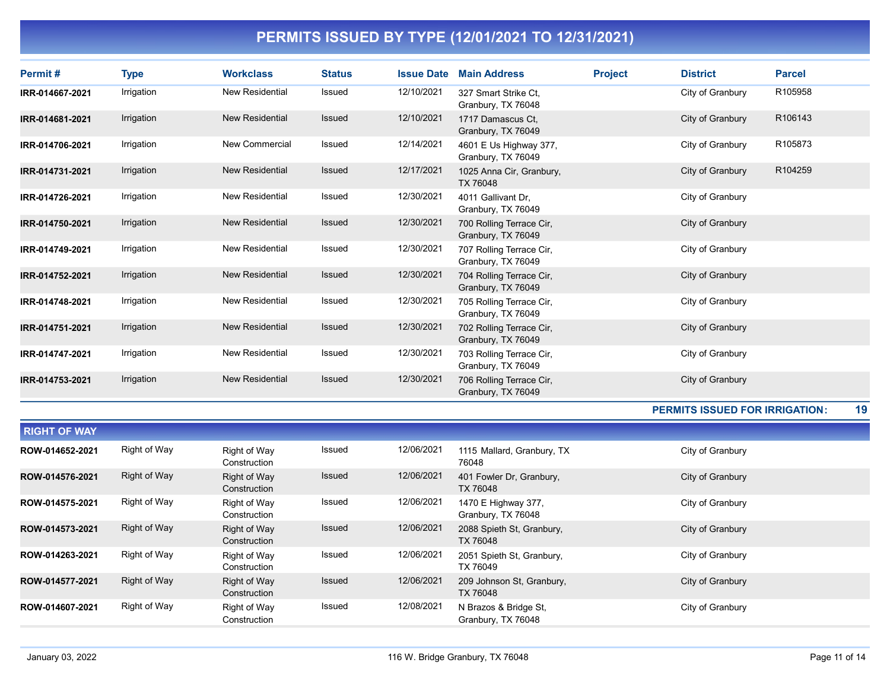# PERMITS ISSUED BY TYPE (12/01/2021 TO 12/31/2021)

| Permit # | Type | Workclass | Status | Issue Date | Main Address | Project | District | Parcel |
|---|---|---|---|---|---|---|---|---|
| IRR-014667-2021 | Irrigation | New Residential | Issued | 12/10/2021 | 327 Smart Strike Ct, Granbury, TX 76048 | | City of Granbury | R105958 |
| IRR-014681-2021 | Irrigation | New Residential | Issued | 12/10/2021 | 1717 Damascus Ct, Granbury, TX 76049 | | City of Granbury | R106143 |
| IRR-014706-2021 | Irrigation | New Commercial | Issued | 12/14/2021 | 4601 E Us Highway 377, Granbury, TX 76049 | | City of Granbury | R105873 |
| IRR-014731-2021 | Irrigation | New Residential | Issued | 12/17/2021 | 1025 Anna Cir, Granbury, TX 76048 | | City of Granbury | R104259 |
| IRR-014726-2021 | Irrigation | New Residential | Issued | 12/30/2021 | 4011 Gallivant Dr, Granbury, TX 76049 | | City of Granbury | |
| IRR-014750-2021 | Irrigation | New Residential | Issued | 12/30/2021 | 700 Rolling Terrace Cir, Granbury, TX 76049 | | City of Granbury | |
| IRR-014749-2021 | Irrigation | New Residential | Issued | 12/30/2021 | 707 Rolling Terrace Cir, Granbury, TX 76049 | | City of Granbury | |
| IRR-014752-2021 | Irrigation | New Residential | Issued | 12/30/2021 | 704 Rolling Terrace Cir, Granbury, TX 76049 | | City of Granbury | |
| IRR-014748-2021 | Irrigation | New Residential | Issued | 12/30/2021 | 705 Rolling Terrace Cir, Granbury, TX 76049 | | City of Granbury | |
| IRR-014751-2021 | Irrigation | New Residential | Issued | 12/30/2021 | 702 Rolling Terrace Cir, Granbury, TX 76049 | | City of Granbury | |
| IRR-014747-2021 | Irrigation | New Residential | Issued | 12/30/2021 | 703 Rolling Terrace Cir, Granbury, TX 76049 | | City of Granbury | |
| IRR-014753-2021 | Irrigation | New Residential | Issued | 12/30/2021 | 706 Rolling Terrace Cir, Granbury, TX 76049 | | City of Granbury | |

**PERMITS ISSUED FOR IRRIGATION: 19**

## RIGHT OF WAY

| Permit # | Type | Workclass | Status | Issue Date | Main Address | Project | District | Parcel |
|---|---|---|---|---|---|---|---|---|
| ROW-014652-2021 | Right of Way | Right of Way Construction | Issued | 12/06/2021 | 1115 Mallard, Granbury, TX 76048 | | City of Granbury | |
| ROW-014576-2021 | Right of Way | Right of Way Construction | Issued | 12/06/2021 | 401 Fowler Dr, Granbury, TX 76048 | | City of Granbury | |
| ROW-014575-2021 | Right of Way | Right of Way Construction | Issued | 12/06/2021 | 1470 E Highway 377, Granbury, TX 76048 | | City of Granbury | |
| ROW-014573-2021 | Right of Way | Right of Way Construction | Issued | 12/06/2021 | 2088 Spieth St, Granbury, TX 76048 | | City of Granbury | |
| ROW-014263-2021 | Right of Way | Right of Way Construction | Issued | 12/06/2021 | 2051 Spieth St, Granbury, TX 76049 | | City of Granbury | |
| ROW-014577-2021 | Right of Way | Right of Way Construction | Issued | 12/06/2021 | 209 Johnson St, Granbury, TX 76048 | | City of Granbury | |
| ROW-014607-2021 | Right of Way | Right of Way Construction | Issued | 12/08/2021 | N Brazos & Bridge St, Granbury, TX 76048 | | City of Granbury | |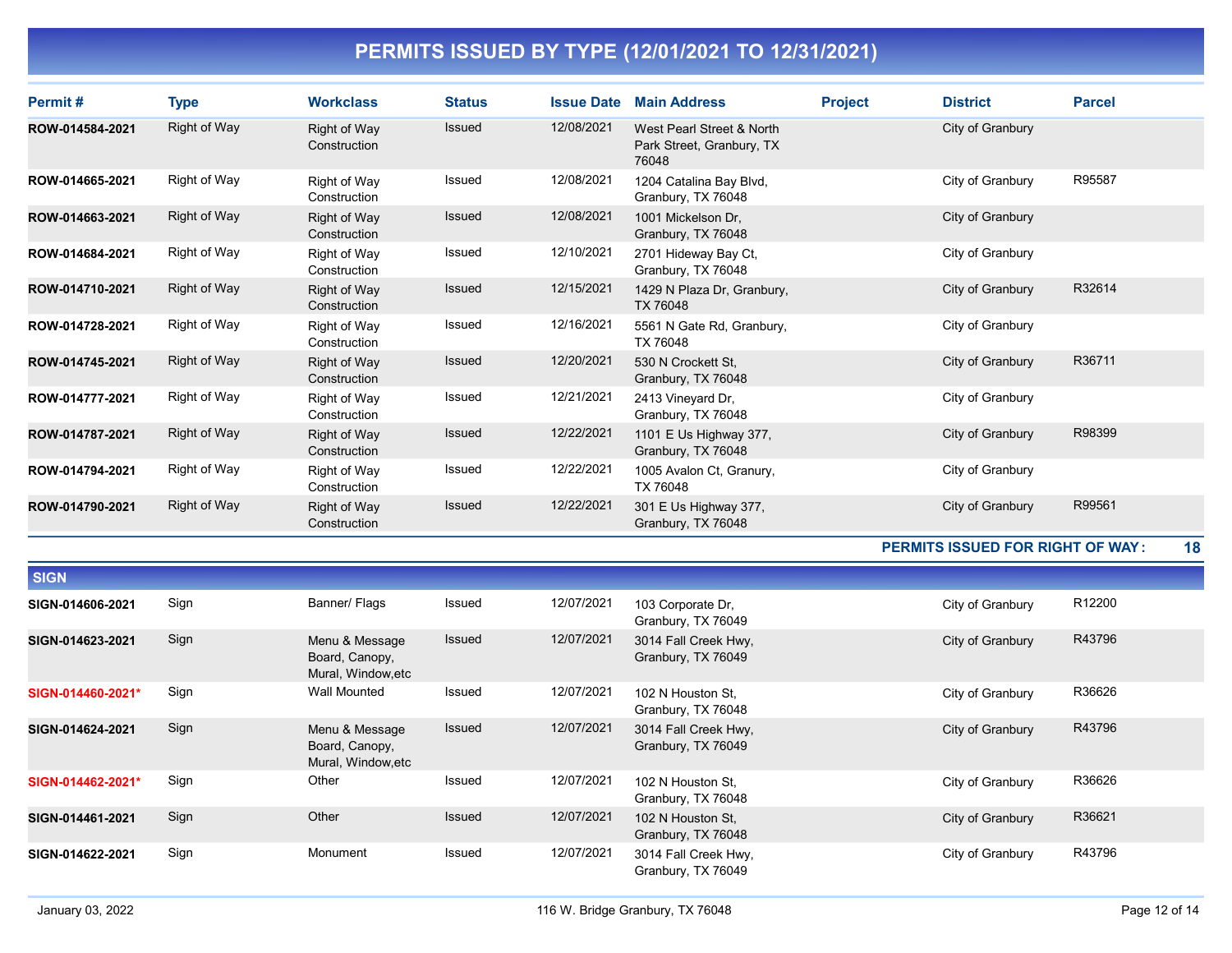# PERMITS ISSUED BY TYPE (12/01/2021 TO 12/31/2021)

| Permit # | Type | Workclass | Status | Issue Date | Main Address | Project | District | Parcel |
|---|---|---|---|---|---|---|---|---|
| ROW-014584-2021 | Right of Way | Right of Way Construction | Issued | 12/08/2021 | West Pearl Street & North Park Street, Granbury, TX 76048 | | City of Granbury | |
| ROW-014665-2021 | Right of Way | Right of Way Construction | Issued | 12/08/2021 | 1204 Catalina Bay Blvd, Granbury, TX 76048 | | City of Granbury | R95587 |
| ROW-014663-2021 | Right of Way | Right of Way Construction | Issued | 12/08/2021 | 1001 Mickelson Dr, Granbury, TX 76048 | | City of Granbury | |
| ROW-014684-2021 | Right of Way | Right of Way Construction | Issued | 12/10/2021 | 2701 Hideway Bay Ct, Granbury, TX 76048 | | City of Granbury | |
| ROW-014710-2021 | Right of Way | Right of Way Construction | Issued | 12/15/2021 | 1429 N Plaza Dr, Granbury, TX 76048 | | City of Granbury | R32614 |
| ROW-014728-2021 | Right of Way | Right of Way Construction | Issued | 12/16/2021 | 5561 N Gate Rd, Granbury, TX 76048 | | City of Granbury | |
| ROW-014745-2021 | Right of Way | Right of Way Construction | Issued | 12/20/2021 | 530 N Crockett St, Granbury, TX 76048 | | City of Granbury | R36711 |
| ROW-014777-2021 | Right of Way | Right of Way Construction | Issued | 12/21/2021 | 2413 Vineyard Dr, Granbury, TX 76048 | | City of Granbury | |
| ROW-014787-2021 | Right of Way | Right of Way Construction | Issued | 12/22/2021 | 1101 E Us Highway 377, Granbury, TX 76048 | | City of Granbury | R98399 |
| ROW-014794-2021 | Right of Way | Right of Way Construction | Issued | 12/22/2021 | 1005 Avalon Ct, Granury, TX 76048 | | City of Granbury | |
| ROW-014790-2021 | Right of Way | Right of Way Construction | Issued | 12/22/2021 | 301 E Us Highway 377, Granbury, TX 76048 | | City of Granbury | R99561 |

**PERMITS ISSUED FOR RIGHT OF WAY: 18**

## SIGN

| Permit # | Type | Workclass | Status | Issue Date | Main Address | Project | District | Parcel |
|---|---|---|---|---|---|---|---|---|
| SIGN-014606-2021 | Sign | Banner/ Flags | Issued | 12/07/2021 | 103 Corporate Dr, Granbury, TX 76049 | | City of Granbury | R12200 |
| SIGN-014623-2021 | Sign | Menu & Message Board, Canopy, Mural, Window,etc | Issued | 12/07/2021 | 3014 Fall Creek Hwy, Granbury, TX 76049 | | City of Granbury | R43796 |
| SIGN-014460-2021* | Sign | Wall Mounted | Issued | 12/07/2021 | 102 N Houston St, Granbury, TX 76048 | | City of Granbury | R36626 |
| SIGN-014624-2021 | Sign | Menu & Message Board, Canopy, Mural, Window,etc | Issued | 12/07/2021 | 3014 Fall Creek Hwy, Granbury, TX 76049 | | City of Granbury | R43796 |
| SIGN-014462-2021* | Sign | Other | Issued | 12/07/2021 | 102 N Houston St, Granbury, TX 76048 | | City of Granbury | R36626 |
| SIGN-014461-2021 | Sign | Other | Issued | 12/07/2021 | 102 N Houston St, Granbury, TX 76048 | | City of Granbury | R36621 |
| SIGN-014622-2021 | Sign | Monument | Issued | 12/07/2021 | 3014 Fall Creek Hwy, Granbury, TX 76049 | | City of Granbury | R43796 |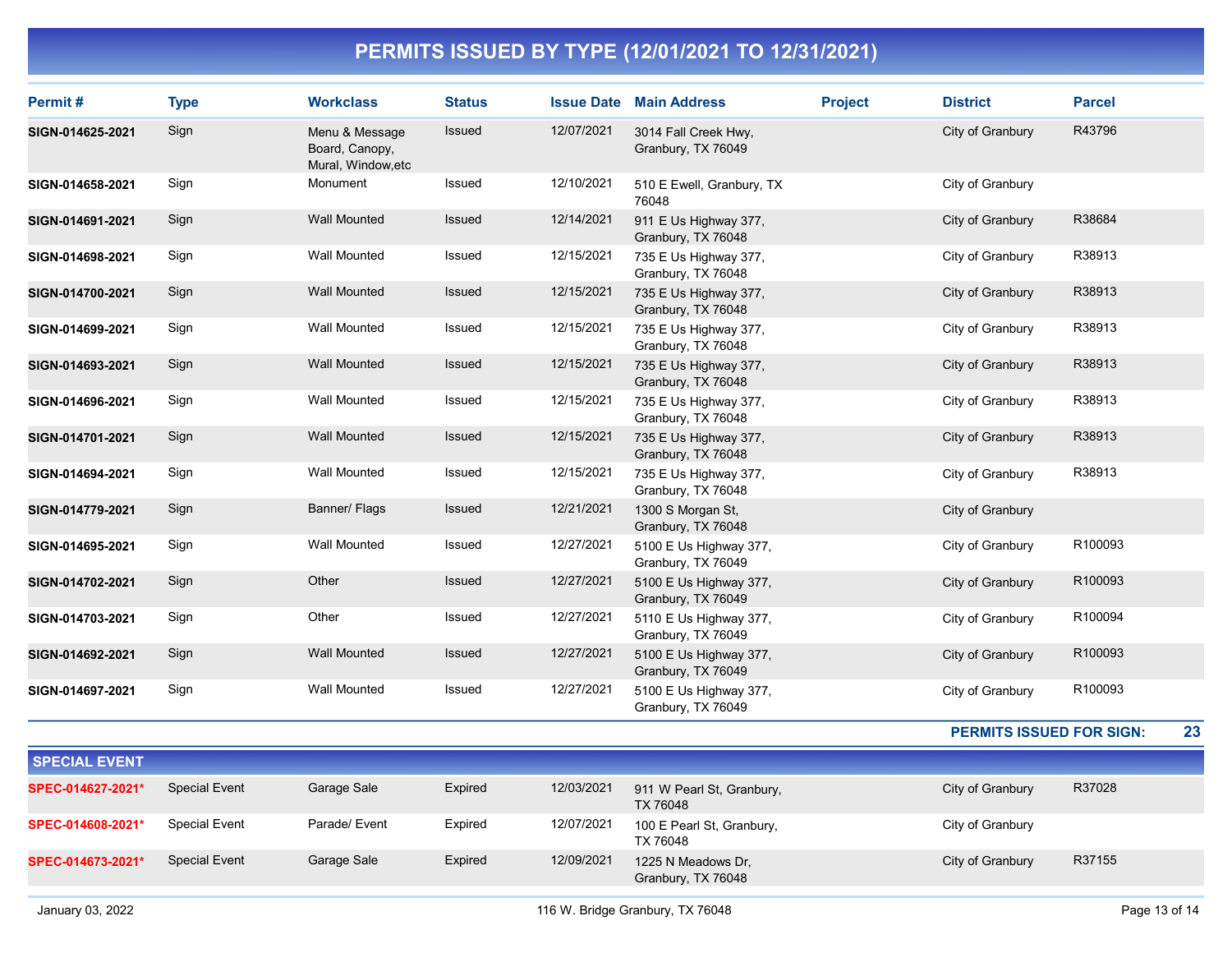# PERMITS ISSUED BY TYPE (12/01/2021 TO 12/31/2021)

| Permit # | Type | Workclass | Status | Issue Date | Main Address | Project | District | Parcel |
|---|---|---|---|---|---|---|---|---|
| **SIGN-014625-2021** | Sign | Menu & Message Board, Canopy, Mural, Window,etc | Issued | 12/07/2021 | 3014 Fall Creek Hwy, Granbury, TX 76049 | | City of Granbury | R43796 |
| **SIGN-014658-2021** | Sign | Monument | Issued | 12/10/2021 | 510 E Ewell, Granbury, TX 76048 | | City of Granbury | |
| **SIGN-014691-2021** | Sign | Wall Mounted | Issued | 12/14/2021 | 911 E Us Highway 377, Granbury, TX 76048 | | City of Granbury | R38684 |
| **SIGN-014698-2021** | Sign | Wall Mounted | Issued | 12/15/2021 | 735 E Us Highway 377, Granbury, TX 76048 | | City of Granbury | R38913 |
| **SIGN-014700-2021** | Sign | Wall Mounted | Issued | 12/15/2021 | 735 E Us Highway 377, Granbury, TX 76048 | | City of Granbury | R38913 |
| **SIGN-014699-2021** | Sign | Wall Mounted | Issued | 12/15/2021 | 735 E Us Highway 377, Granbury, TX 76048 | | City of Granbury | R38913 |
| **SIGN-014693-2021** | Sign | Wall Mounted | Issued | 12/15/2021 | 735 E Us Highway 377, Granbury, TX 76048 | | City of Granbury | R38913 |
| **SIGN-014696-2021** | Sign | Wall Mounted | Issued | 12/15/2021 | 735 E Us Highway 377, Granbury, TX 76048 | | City of Granbury | R38913 |
| **SIGN-014701-2021** | Sign | Wall Mounted | Issued | 12/15/2021 | 735 E Us Highway 377, Granbury, TX 76048 | | City of Granbury | R38913 |
| **SIGN-014694-2021** | Sign | Wall Mounted | Issued | 12/15/2021 | 735 E Us Highway 377, Granbury, TX 76048 | | City of Granbury | R38913 |
| **SIGN-014779-2021** | Sign | Banner/ Flags | Issued | 12/21/2021 | 1300 S Morgan St, Granbury, TX 76048 | | City of Granbury | |
| **SIGN-014695-2021** | Sign | Wall Mounted | Issued | 12/27/2021 | 5100 E Us Highway 377, Granbury, TX 76049 | | City of Granbury | R100093 |
| **SIGN-014702-2021** | Sign | Other | Issued | 12/27/2021 | 5100 E Us Highway 377, Granbury, TX 76049 | | City of Granbury | R100093 |
| **SIGN-014703-2021** | Sign | Other | Issued | 12/27/2021 | 5110 E Us Highway 377, Granbury, TX 76049 | | City of Granbury | R100094 |
| **SIGN-014692-2021** | Sign | Wall Mounted | Issued | 12/27/2021 | 5100 E Us Highway 377, Granbury, TX 76049 | | City of Granbury | R100093 |
| **SIGN-014697-2021** | Sign | Wall Mounted | Issued | 12/27/2021 | 5100 E Us Highway 377, Granbury, TX 76049 | | City of Granbury | R100093 |

**PERMITS ISSUED FOR SIGN: 23**

## SPECIAL EVENT

| Permit # | Type | Workclass | Status | Issue Date | Main Address | Project | District | Parcel |
|---|---|---|---|---|---|---|---|---|
| **SPEC-014627-2021*** | Special Event | Garage Sale | Expired | 12/03/2021 | 911 W Pearl St, Granbury, TX 76048 | | City of Granbury | R37028 |
| **SPEC-014608-2021*** | Special Event | Parade/ Event | Expired | 12/07/2021 | 100 E Pearl St, Granbury, TX 76048 | | City of Granbury | |
| **SPEC-014673-2021*** | Special Event | Garage Sale | Expired | 12/09/2021 | 1225 N Meadows Dr, Granbury, TX 76048 | | City of Granbury | R37155 |

January 03, 2022 — 116 W. Bridge Granbury, TX 76048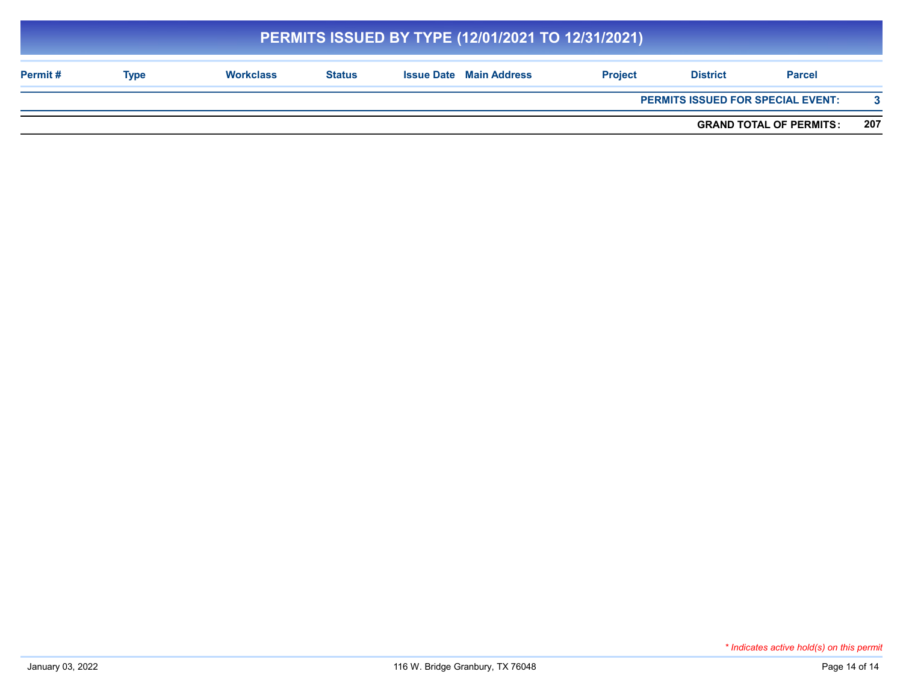# PERMITS ISSUED BY TYPE (12/01/2021 TO 12/31/2021)

| Permit # | Type | Workclass | Status | Issue Date | Main Address | Project | District | Parcel |
|---|---|---|---|---|---|---|---|---|

**PERMITS ISSUED FOR SPECIAL EVENT: 3**

**GRAND TOTAL OF PERMITS: 207**

*\* Indicates active hold(s) on this permit*

January 03, 2022

116 W. Bridge Granbury, TX 76048